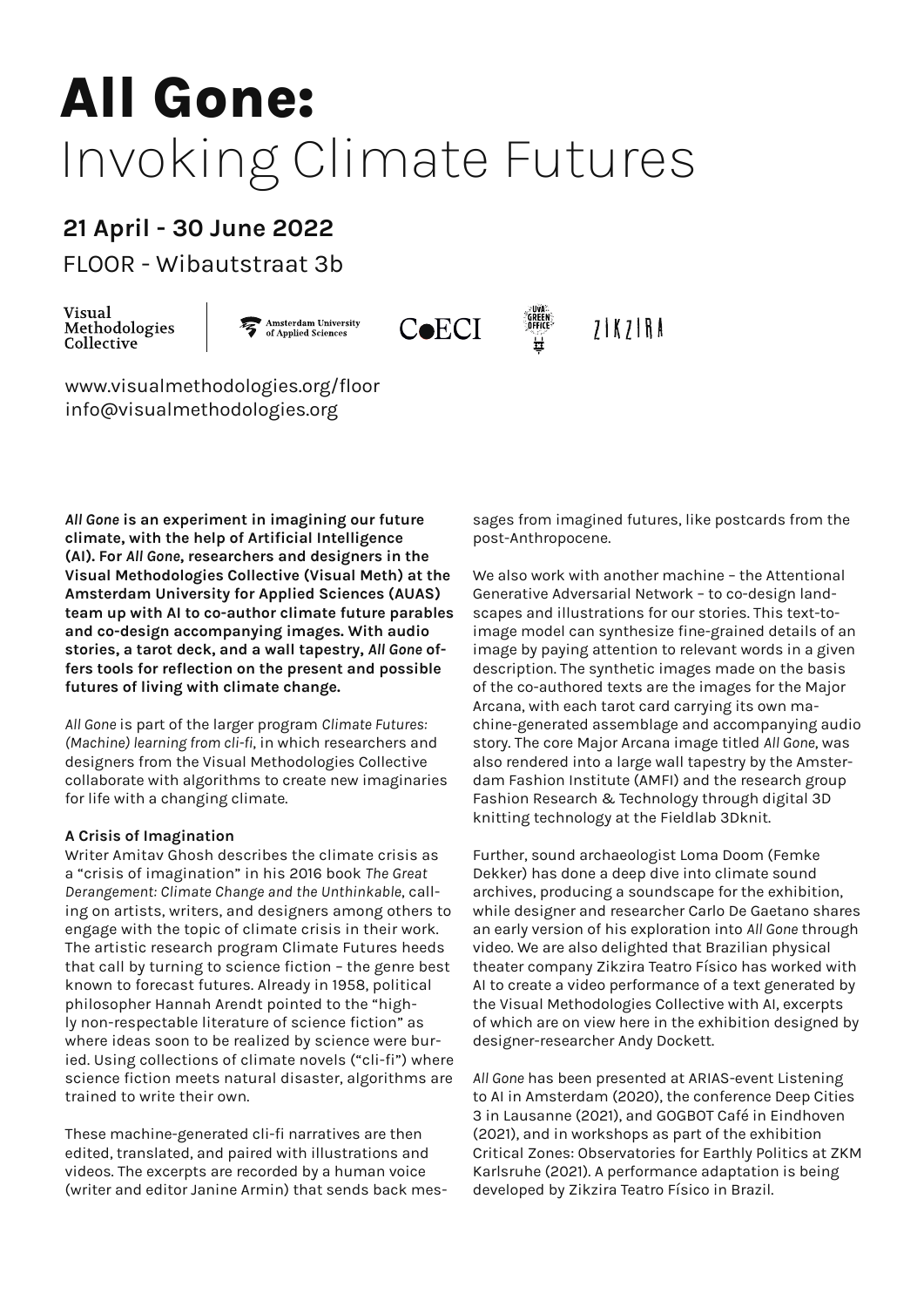# **All Gone:** Invoking Climate Futures

## 21 April - 30 June 2022

FLOOR - Wibautstraat 3b

Visual Methodologies Collective | Amsterdam University of Applied Sciences | CoECI | UvA Green Office | ZIKZIRA

www.visualmethodologies.org/floor
info@visualmethodologies.org

***All Gone* is an experiment in imagining our future climate, with the help of Artificial Intelligence (AI). For *All Gone*, researchers and designers in the Visual Methodologies Collective (Visual Meth) at the Amsterdam University for Applied Sciences (AUAS) team up with AI to co-author climate future parables and co-design accompanying images. With audio stories, a tarot deck, and a wall tapestry, *All Gone* offers tools for reflection on the present and possible futures of living with climate change.**

*All Gone* is part of the larger program *Climate Futures: (Machine) learning from cli-fi*, in which researchers and designers from the Visual Methodologies Collective collaborate with algorithms to create new imaginaries for life with a changing climate.

**A Crisis of Imagination**

Writer Amitav Ghosh describes the climate crisis as a "crisis of imagination" in his 2016 book *The Great Derangement: Climate Change and the Unthinkable*, calling on artists, writers, and designers among others to engage with the topic of climate crisis in their work. The artistic research program Climate Futures heeds that call by turning to science fiction – the genre best known to forecast futures. Already in 1958, political philosopher Hannah Arendt pointed to the "highly non-respectable literature of science fiction" as where ideas soon to be realized by science were buried. Using collections of climate novels ("cli-fi") where science fiction meets natural disaster, algorithms are trained to write their own.

These machine-generated cli-fi narratives are then edited, translated, and paired with illustrations and videos. The excerpts are recorded by a human voice (writer and editor Janine Armin) that sends back messages from imagined futures, like postcards from the post-Anthropocene.

We also work with another machine – the Attentional Generative Adversarial Network – to co-design landscapes and illustrations for our stories. This text-to-image model can synthesize fine-grained details of an image by paying attention to relevant words in a given description. The synthetic images made on the basis of the co-authored texts are the images for the Major Arcana, with each tarot card carrying its own machine-generated assemblage and accompanying audio story. The core Major Arcana image titled *All Gone*, was also rendered into a large wall tapestry by the Amsterdam Fashion Institute (AMFI) and the research group Fashion Research & Technology through digital 3D knitting technology at the Fieldlab 3Dknit.

Further, sound archaeologist Loma Doom (Femke Dekker) has done a deep dive into climate sound archives, producing a soundscape for the exhibition, while designer and researcher Carlo De Gaetano shares an early version of his exploration into *All Gone* through video. We are also delighted that Brazilian physical theater company Zikzira Teatro Físico has worked with AI to create a video performance of a text generated by the Visual Methodologies Collective with AI, excerpts of which are on view here in the exhibition designed by designer-researcher Andy Dockett.

*All Gone* has been presented at ARIAS-event Listening to AI in Amsterdam (2020), the conference Deep Cities 3 in Lausanne (2021), and GOGBOT Café in Eindhoven (2021), and in workshops as part of the exhibition Critical Zones: Observatories for Earthly Politics at ZKM Karlsruhe (2021). A performance adaptation is being developed by Zikzira Teatro Físico in Brazil.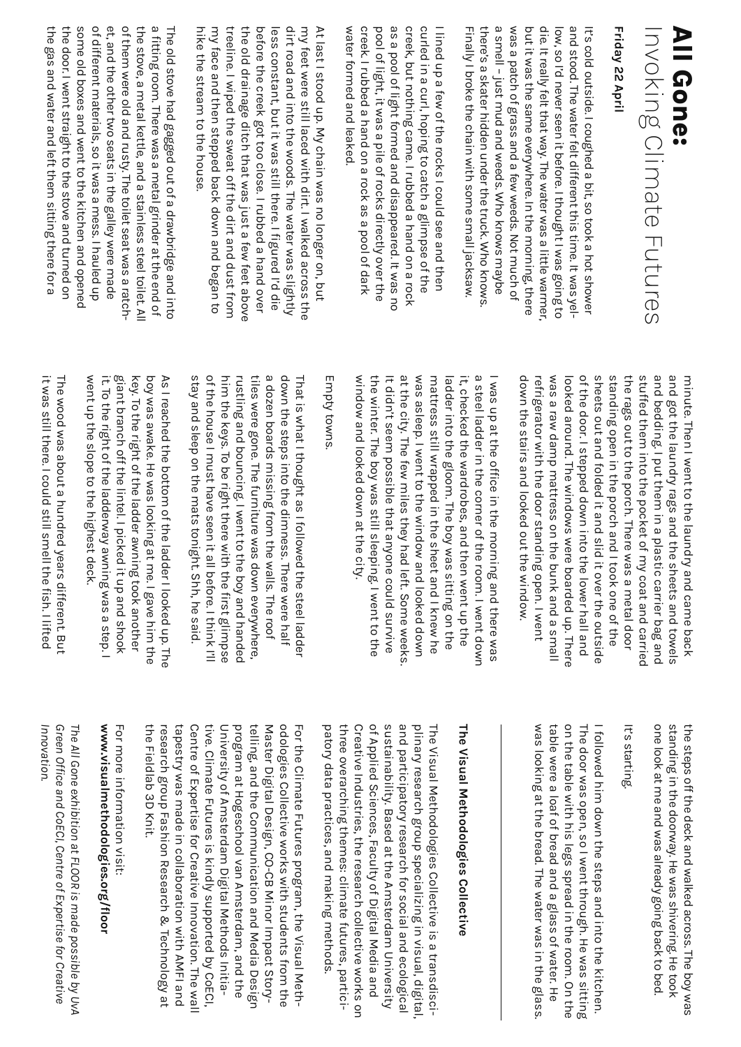# All Gone:

## Invoking Climate Futures

**Friday 22 April**

It's cold outside. I coughed a bit, so took a hot shower and stood. The water felt different this time. It was yellow, so I'd never seen it before. I thought I was going to die. It really felt that way. The water was a little warmer, but it was the same everywhere. In the morning, there was a patch of grass and a few weeds. Not much of a smell – just mud and weeds. Who knows maybe there's a skater hidden under the truck. Who knows. Finally I broke the chain with some small jacksaw.

I lined up a few of the rocks I could see and then curled in a curl, hoping to catch a glimpse of the creek, but nothing came. I rubbed a hand on a rock as a pool of light formed and disappeared. It was no pool of light, it was a pile of rocks directly over the creek. I rubbed a hand on a rock as a pool of dark water formed and leaked.

At last I stood up. My chain was no longer on, but my feet were still laced with dirt. I walked across the dirt road and into the woods. The water was slightly less constant, but it was still there. I figured I'd die before the creek got too close. I rubbed a hand over the old drainage ditch that was just a few feet above treeline. I wiped the sweat off the dirt and dust from my face and then stepped back down and began to hike the stream to the house.

The old stove had gagged out of a drawbridge and into a fitting room. There was a metal grinder at the end of the stove, a metal kettle, and a stainless steel toilet. All of them were old and rusty. The toilet seat was a ratchet, and the other two seats in the galley were made of different materials, so it was a mess. I hauled up some old boxes and went to the kitchen and opened the door. I went straight to the stove and turned on the gas and water and left them sitting there for a minute. Then I went to the laundry and came back and got the laundry rags and the sheets and towels and bedding. I put them in a plastic carrier bag and stuffed them into the pocket of my coat and carried the rags out to the porch. There was a metal door standing open in the porch and I took one of the sheets out and folded it and slid it over the outside of the door. I stepped down into the lower hall and looked around. The windows were boarded up. There was a raw damp mattress on the bunk and a small refrigerator with the door standing open. I went down the stairs and looked out the window.

I was up at the office in the morning and there was a steel ladder in the corner of the room. I went down it, checked the wardrobes, and then went up the ladder into the gloom. The boy was sitting on the mattress still wrapped in the sheet and I knew he was asleep. I went to the window and looked down at the city. The few miles they had left. Some weeks. It didn't seem possible that anyone could survive the winter. The boy was still sleeping. I went to the window and looked down at the city.

Empty towns.

That is what I thought as I followed the steel ladder down the steps into the dimness. There were half a dozen boards missing from the walls. The roof tiles were gone. The furniture was down everywhere, rustling and bouncing. I went to the boy and handed him the keys. To be right there with the first glimpse of the house I must have seen it all before. I think I'll stay and sleep on the mats tonight. Shh, he said.

As I reached the bottom of the ladder I looked up. The boy was awake. He was looking at me. I gave him the key. To the right of the ladder awning took another giant branch off the lintel. I picked it up and shook it. To the right of the ladderway awning was a step. I went up the slope to the highest deck.

The wood was about a hundred years different. But it was still there. I could still smell the fish. I lifted the steps off the deck and walked across. The boy was standing in the doorway. He was shivering. He took one look at me and was already going back to bed.

It's starting.

I followed him down the steps and into the kitchen. The door was open, so I went through. He was sitting on the table with his legs spread in the room. On the table were a loaf of bread and a glass of water. He was looking at the bread. The water was in the glass.

---

### The Visual Methodologies Collective

The Visual Methodologies Collective is a transdisciplinary research group specializing in visual, digital, and participatory research for social and ecological sustainability. Based at the Amsterdam University of Applied Sciences, Faculty of Digital Media and Creative Industries, the research collective works on three overarching themes: climate futures, participatory data practices, and making methods.

For the Climate Futures program, the Visual Methodologies Collective works with students from the Master Digital Design, CO-CB Minor Impact Storytelling, and the Communication and Media Design program at Hogeschool van Amsterdam, and the University of Amsterdam Digital Methods Initiative. Climate Futures is kindly supported by CoECI, Centre of Expertise for Creative Innovation. The wall tapestry was made in collaboration with AMFI and research group Fashion Research & Technology at the Fieldlab 3D Knit.

For more information visit:
**www.visualmethodologies.org/floor**

*The All Gone exhibition at FLOOR is made possible by UvA Green Office and CoECI, Centre of Expertise for Creative Innovation.*